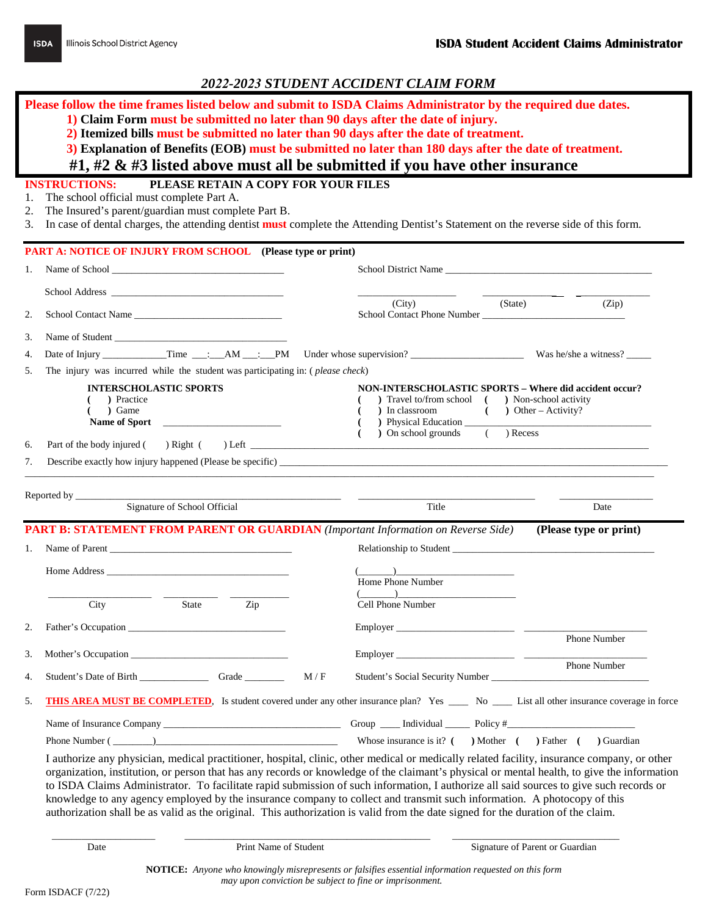ISDA Illinois School District Agency

**ISDA Student Accident Claims Administrator**

## *2022-2023 STUDENT ACCIDENT CLAIM FORM*

**Please follow the time frames listed below and submit to ISDA Claims Administrator by the required due dates.**

1. **Claim Form must be submitted no later than 90 days after the date of injury.**
2. **Itemized bills must be submitted no later than 90 days after the date of treatment.**
3. **Explanation of Benefits (EOB) must be submitted no later than 180 days after the date of treatment.**

**#1, #2 & #3 listed above must all be submitted if you have other insurance**

**INSTRUCTIONS:** **PLEASE RETAIN A COPY FOR YOUR FILES**

1. The school official must complete Part A.
2. The Insured's parent/guardian must complete Part B.
3. In case of dental charges, the attending dentist **must** complete the Attending Dentist's Statement on the reverse side of this form.

### PART A: NOTICE OF INJURY FROM SCHOOL (Please type or print)

1. Name of School ______________________ School District Name ______________________

   School Address ______________________ ____________ (City) ____________ (State) ____________ (Zip)

2. School Contact Name ______________________ School Contact Phone Number ______________________

3. Name of Student ______________________

4. Date of Injury ____________Time ___:___AM ___:___PM Under whose supervision? ______________________ Was he/she a witness? _____

5. The injury was incurred while the student was participating in: ( *please check*)

   **INTERSCHOLASTIC SPORTS**
   ( ) Practice
   ( ) Game
   **Name of Sport** ______________________

   **NON-INTERSCHOLASTIC SPORTS – Where did accident occur?**
   ( ) Travel to/from school
   ( ) Non-school activity
   ( ) In classroom
   ( ) Other – Activity?
   ( ) Physical Education ______________________
   ( ) On school grounds
   ( ) Recess

6. Part of the body injured ( ) Right ( ) Left ______________________

7. Describe exactly how injury happened (Please be specific) ______________________

______________________________________________

Reported by ______________________ ______________________ ______________________
Signature of School Official — Title — Date

### PART B: STATEMENT FROM PARENT OR GUARDIAN *(Important Information on Reverse Side)* (Please type or print)

1. Name of Parent ______________________ Relationship to Student ______________________

   Home Address ______________________ (______)______________________ Home Phone Number

   ____________ City ____________ State ____________ Zip (______)______________________ Cell Phone Number

2. Father's Occupation ______________________ Employer ______________________ ______________________ Phone Number

3. Mother's Occupation ______________________ Employer ______________________ ______________________ Phone Number

4. Student's Date of Birth ______________ Grade ________ M / F Student's Social Security Number ______________________

5. **THIS AREA MUST BE COMPLETED**, Is student covered under any other insurance plan? Yes ____ No ____ List all other insurance coverage in force

   Name of Insurance Company ______________________ Group ____ Individual _____ Policy #______________________

   Phone Number (________)______________________ Whose insurance is it? ( ) Mother ( ) Father ( ) Guardian

I authorize any physician, medical practitioner, hospital, clinic, other medical or medically related facility, insurance company, or other organization, institution, or person that has any records or knowledge of the claimant's physical or mental health, to give the information to ISDA Claims Administrator. To facilitate rapid submission of such information, I authorize all said sources to give such records or knowledge to any agency employed by the insurance company to collect and transmit such information. A photocopy of this authorization shall be as valid as the original. This authorization is valid from the date signed for the duration of the claim.

______________ ______________________ ______________________
Date — Print Name of Student — Signature of Parent or Guardian

**NOTICE:** *Anyone who knowingly misrepresents or falsifies essential information requested on this form may upon conviction be subject to fine or imprisonment.*

Form ISDACF (7/22)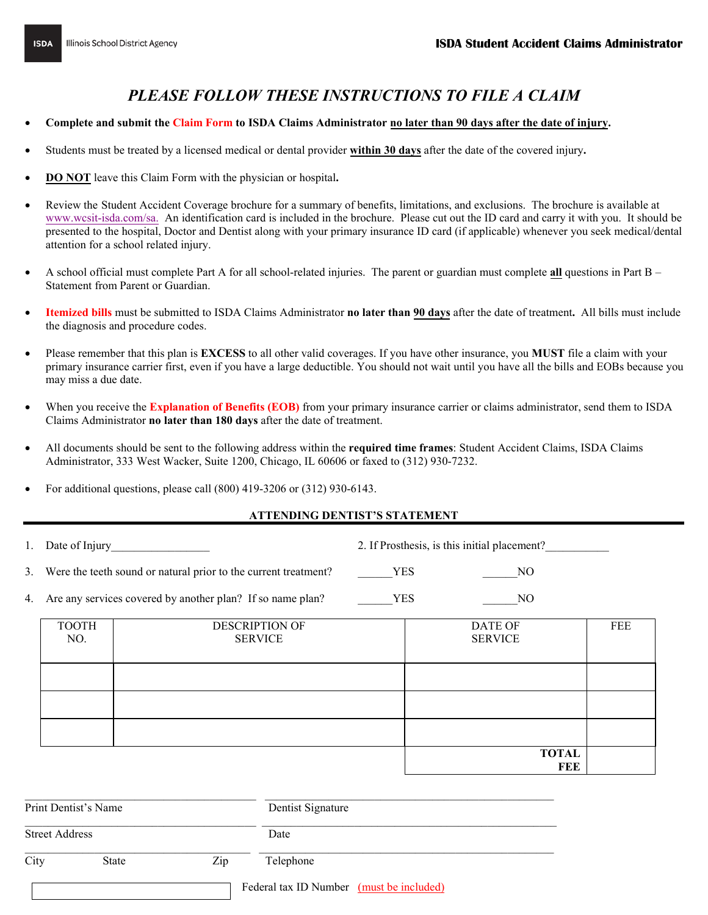ISDA Illinois School District Agency

**ISDA Student Accident Claims Administrator**

# *PLEASE FOLLOW THESE INSTRUCTIONS TO FILE A CLAIM*

- **Complete and submit the Claim Form to ISDA Claims Administrator <u>no later than 90 days after the date of injury</u>.**
- Students must be treated by a licensed medical or dental provider **<u>within 30 days</u>** after the date of the covered injury**.**
- **<u>DO NOT</u>** leave this Claim Form with the physician or hospital**.**
- Review the Student Accident Coverage brochure for a summary of benefits, limitations, and exclusions. The brochure is available at www.wcsit-isda.com/sa. An identification card is included in the brochure. Please cut out the ID card and carry it with you. It should be presented to the hospital, Doctor and Dentist along with your primary insurance ID card (if applicable) whenever you seek medical/dental attention for a school related injury.
- A school official must complete Part A for all school-related injuries. The parent or guardian must complete **<u>all</u>** questions in Part B – Statement from Parent or Guardian.
- **Itemized bills** must be submitted to ISDA Claims Administrator **no later than <u>90 days</u>** after the date of treatment**.** All bills must include the diagnosis and procedure codes.
- Please remember that this plan is **EXCESS** to all other valid coverages. If you have other insurance, you **MUST** file a claim with your primary insurance carrier first, even if you have a large deductible. You should not wait until you have all the bills and EOBs because you may miss a due date.
- When you receive the **Explanation of Benefits (EOB)** from your primary insurance carrier or claims administrator, send them to ISDA Claims Administrator **no later than 180 days** after the date of treatment.
- All documents should be sent to the following address within the **required time frames**: Student Accident Claims, ISDA Claims Administrator, 333 West Wacker, Suite 1200, Chicago, IL 60606 or faxed to (312) 930-7232.
- For additional questions, please call (800) 419-3206 or (312) 930-6143.

## ATTENDING DENTIST'S STATEMENT

1. Date of Injury_________________
2. If Prosthesis, is this initial placement?___________
3. Were the teeth sound or natural prior to the current treatment? ______YES ______NO
4. Are any services covered by another plan? If so name plan? ______YES ______NO

| TOOTH NO. | DESCRIPTION OF SERVICE | DATE OF SERVICE | FEE |
|---|---|---|---|
| | | | |
| | | | |
| | | | |
| | | **TOTAL FEE** | |

_____________________________________ _____________________________________
Print Dentist's Name Dentist Signature

_____________________________________ _____________________________________
Street Address Date

_____________________________________ _____________________________________
City State Zip Telephone

_______________ Federal tax ID Number <u>(must be included)</u>